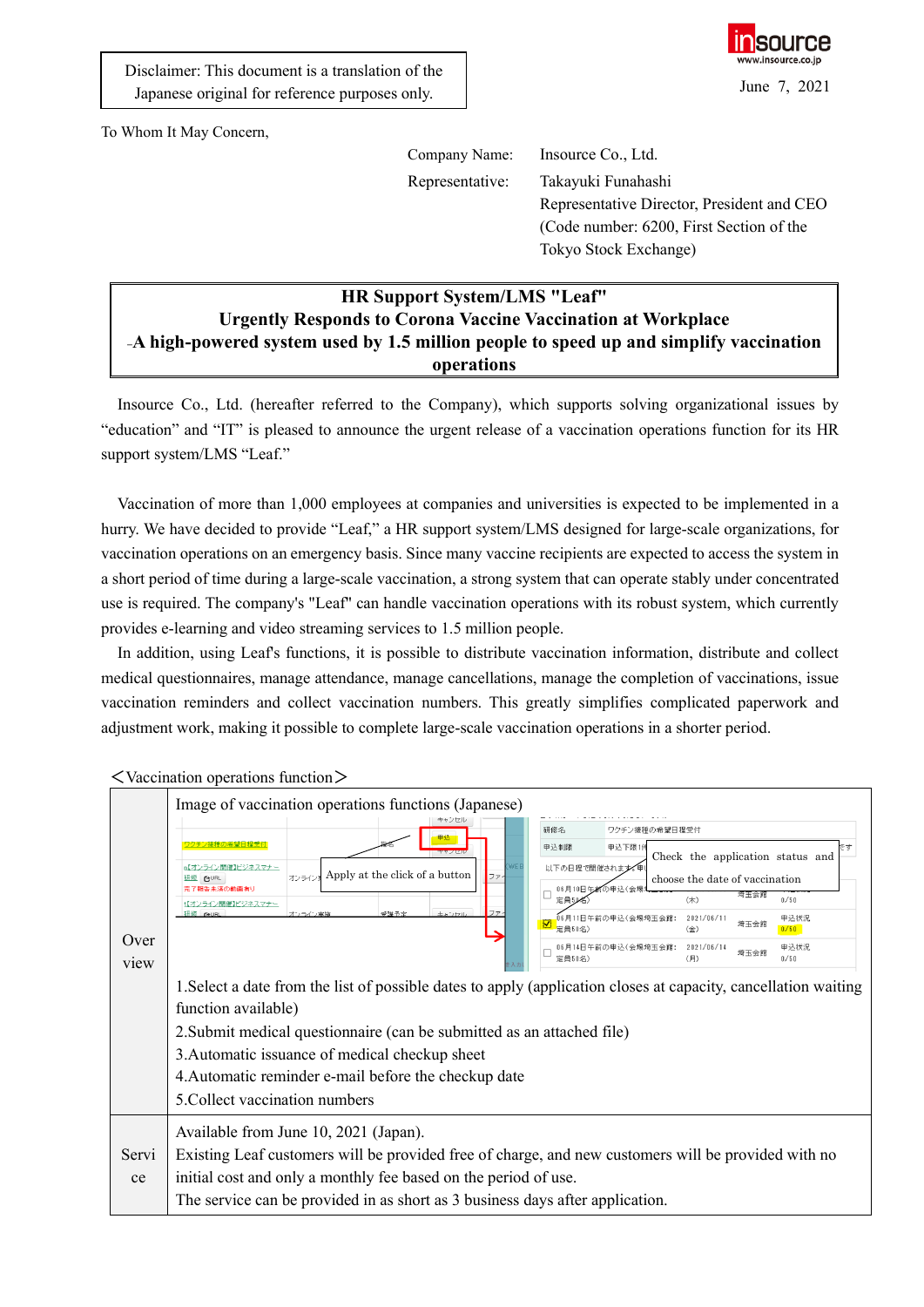Disclaimer: This document is a translation of the Japanese original for reference purposes only.

June 7, 2021

To Whom It May Concern,

Company Name: Insource Co., Ltd.

Representative: Takayuki Funahashi
Representative Director, President and CEO
(Code number: 6200, First Section of the Tokyo Stock Exchange)

# HR Support System/LMS "Leaf" Urgently Responds to Corona Vaccine Vaccination at Workplace

## -A high-powered system used by 1.5 million people to speed up and simplify vaccination operations

Insource Co., Ltd. (hereafter referred to the Company), which supports solving organizational issues by “education” and “IT” is pleased to announce the urgent release of a vaccination operations function for its HR support system/LMS “Leaf.”

Vaccination of more than 1,000 employees at companies and universities is expected to be implemented in a hurry. We have decided to provide “Leaf,” a HR support system/LMS designed for large-scale organizations, for vaccination operations on an emergency basis. Since many vaccine recipients are expected to access the system in a short period of time during a large-scale vaccination, a strong system that can operate stably under concentrated use is required. The company's "Leaf" can handle vaccination operations with its robust system, which currently provides e-learning and video streaming services to 1.5 million people.

In addition, using Leaf's functions, it is possible to distribute vaccination information, distribute and collect medical questionnaires, manage attendance, manage cancellations, manage the completion of vaccinations, issue vaccination reminders and collect vaccination numbers. This greatly simplifies complicated paperwork and adjustment work, making it possible to complete large-scale vaccination operations in a shorter period.

＜Vaccination operations function＞

| | |
|---|---|
| Overview | Image of vaccination operations functions (Japanese)<br>Apply at the click of a button<br>Check the application status and choose the date of vaccination<br>1.Select a date from the list of possible dates to apply (application closes at capacity, cancellation waiting function available)<br>2.Submit medical questionnaire (can be submitted as an attached file)<br>3.Automatic issuance of medical checkup sheet<br>4.Automatic reminder e-mail before the checkup date<br>5.Collect vaccination numbers |
| Service | Available from June 10, 2021 (Japan).<br>Existing Leaf customers will be provided free of charge, and new customers will be provided with no initial cost and only a monthly fee based on the period of use.<br>The service can be provided in as short as 3 business days after application. |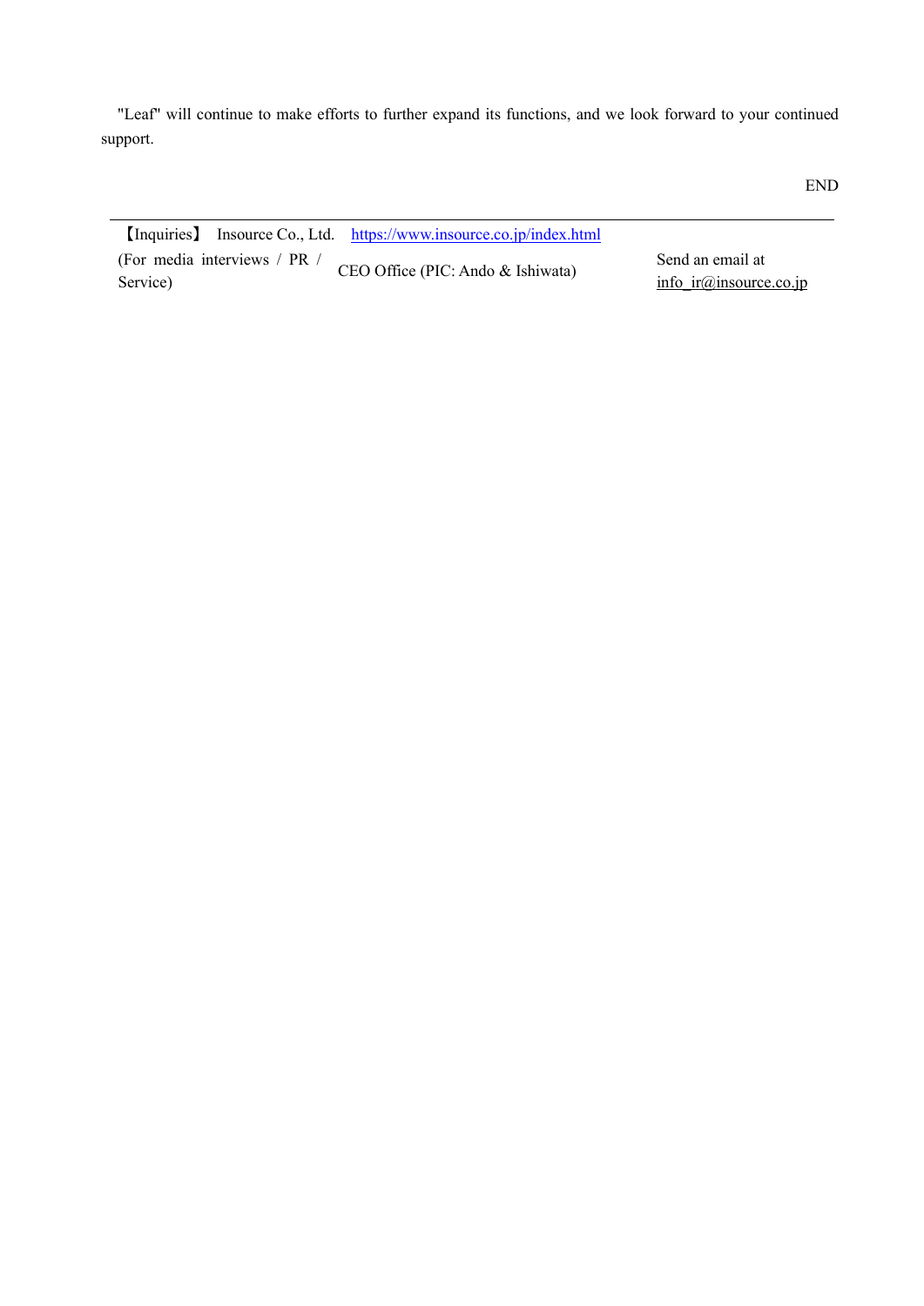"Leaf" will continue to make efforts to further expand its functions, and we look forward to your continued support.

END

---

| 【Inquiries】 | Insource Co., Ltd. https://www.insource.co.jp/index.html | |
|---|---|---|
| (For media interviews / PR / Service) | CEO Office (PIC: Ando & Ishiwata) | Send an email at info_ir@insource.co.jp |